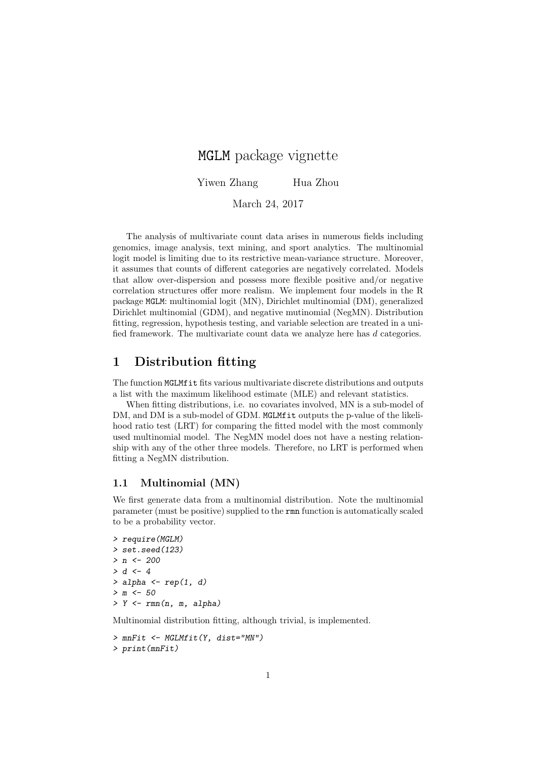# MGLM package vignette

Yiwen Zhang    Hua Zhou

March 24, 2017

The analysis of multivariate count data arises in numerous fields including genomics, image analysis, text mining, and sport analytics. The multinomial logit model is limiting due to its restrictive mean-variance structure. Moreover, it assumes that counts of different categories are negatively correlated. Models that allow over-dispersion and possess more flexible positive and/or negative correlation structures offer more realism. We implement four models in the R package MGLM: multinomial logit (MN), Dirichlet multinomial (DM), generalized Dirichlet multinomial (GDM), and negative mutinomial (NegMN). Distribution fitting, regression, hypothesis testing, and variable selection are treated in a unified framework. The multivariate count data we analyze here has $d$ categories.

## 1 Distribution fitting

The function MGLMfit fits various multivariate discrete distributions and outputs a list with the maximum likelihood estimate (MLE) and relevant statistics.

When fitting distributions, i.e. no covariates involved, MN is a sub-model of DM, and DM is a sub-model of GDM. MGLMfit outputs the p-value of the likelihood ratio test (LRT) for comparing the fitted model with the most commonly used multinomial model. The NegMN model does not have a nesting relationship with any of the other three models. Therefore, no LRT is performed when fitting a NegMN distribution.

### 1.1 Multinomial (MN)

We first generate data from a multinomial distribution. Note the multinomial parameter (must be positive) supplied to the rmn function is automatically scaled to be a probability vector.

```
> require(MGLM)
> set.seed(123)
> n <- 200
> d <- 4
> alpha <- rep(1, d)
> m <- 50
> Y <- rmn(n, m, alpha)
```

Multinomial distribution fitting, although trivial, is implemented.

```
> mnFit <- MGLMfit(Y, dist="MN")
> print(mnFit)
```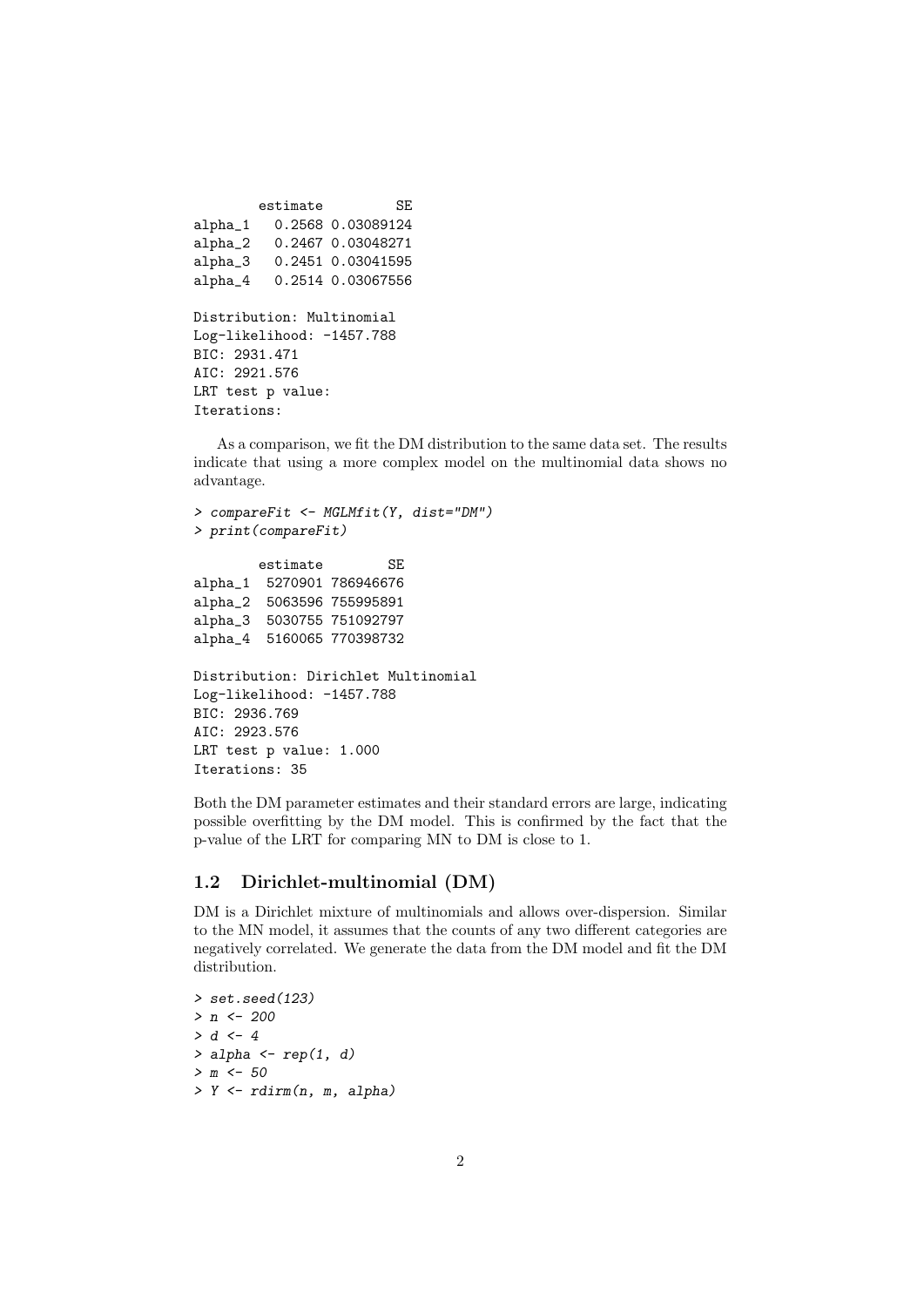```
        estimate         SE
alpha_1   0.2568 0.03089124
alpha_2   0.2467 0.03048271
alpha_3   0.2451 0.03041595
alpha_4   0.2514 0.03067556

Distribution: Multinomial
Log-likelihood: -1457.788
BIC: 2931.471
AIC: 2921.576
LRT test p value:
Iterations:
```

As a comparison, we fit the DM distribution to the same data set. The results indicate that using a more complex model on the multinomial data shows no advantage.

```
> compareFit <- MGLMfit(Y, dist="DM")
> print(compareFit)

        estimate        SE
alpha_1  5270901 786946676
alpha_2  5063596 755995891
alpha_3  5030755 751092797
alpha_4  5160065 770398732

Distribution: Dirichlet Multinomial
Log-likelihood: -1457.788
BIC: 2936.769
AIC: 2923.576
LRT test p value: 1.000
Iterations: 35
```

Both the DM parameter estimates and their standard errors are large, indicating possible overfitting by the DM model. This is confirmed by the fact that the p-value of the LRT for comparing MN to DM is close to 1.

## 1.2 Dirichlet-multinomial (DM)

DM is a Dirichlet mixture of multinomials and allows over-dispersion. Similar to the MN model, it assumes that the counts of any two different categories are negatively correlated. We generate the data from the DM model and fit the DM distribution.

```
> set.seed(123)
> n <- 200
> d <- 4
> alpha <- rep(1, d)
> m <- 50
> Y <- rdirm(n, m, alpha)
```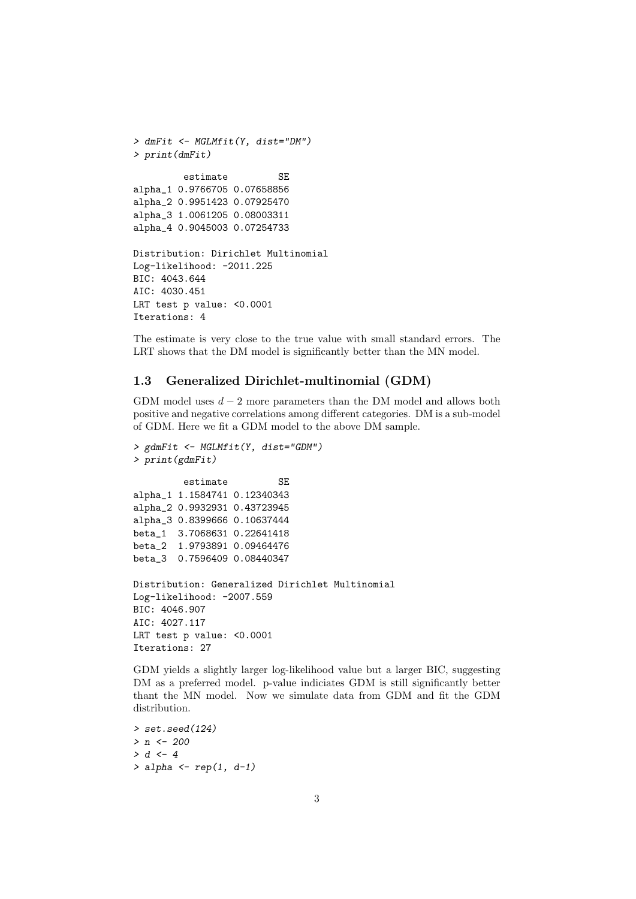```
> dmFit <- MGLMfit(Y, dist="DM")
> print(dmFit)

         estimate         SE
alpha_1 0.9766705 0.07658856
alpha_2 0.9951423 0.07925470
alpha_3 1.0061205 0.08003311
alpha_4 0.9045003 0.07254733

Distribution: Dirichlet Multinomial
Log-likelihood: -2011.225
BIC: 4043.644
AIC: 4030.451
LRT test p value: <0.0001
Iterations: 4
```

The estimate is very close to the true value with small standard errors. The LRT shows that the DM model is significantly better than the MN model.

### 1.3 Generalized Dirichlet-multinomial (GDM)

GDM model uses $d - 2$ more parameters than the DM model and allows both positive and negative correlations among different categories. DM is a sub-model of GDM. Here we fit a GDM model to the above DM sample.

```
> gdmFit <- MGLMfit(Y, dist="GDM")
> print(gdmFit)

         estimate         SE
alpha_1 1.1584741 0.12340343
alpha_2 0.9932931 0.43723945
alpha_3 0.8399666 0.10637444
beta_1  3.7068631 0.22641418
beta_2  1.9793891 0.09464476
beta_3  0.7596409 0.08440347

Distribution: Generalized Dirichlet Multinomial
Log-likelihood: -2007.559
BIC: 4046.907
AIC: 4027.117
LRT test p value: <0.0001
Iterations: 27
```

GDM yields a slightly larger log-likelihood value but a larger BIC, suggesting DM as a preferred model. p-value indiciates GDM is still significantly better thant the MN model. Now we simulate data from GDM and fit the GDM distribution.

```
> set.seed(124)
> n <- 200
> d <- 4
> alpha <- rep(1, d-1)
```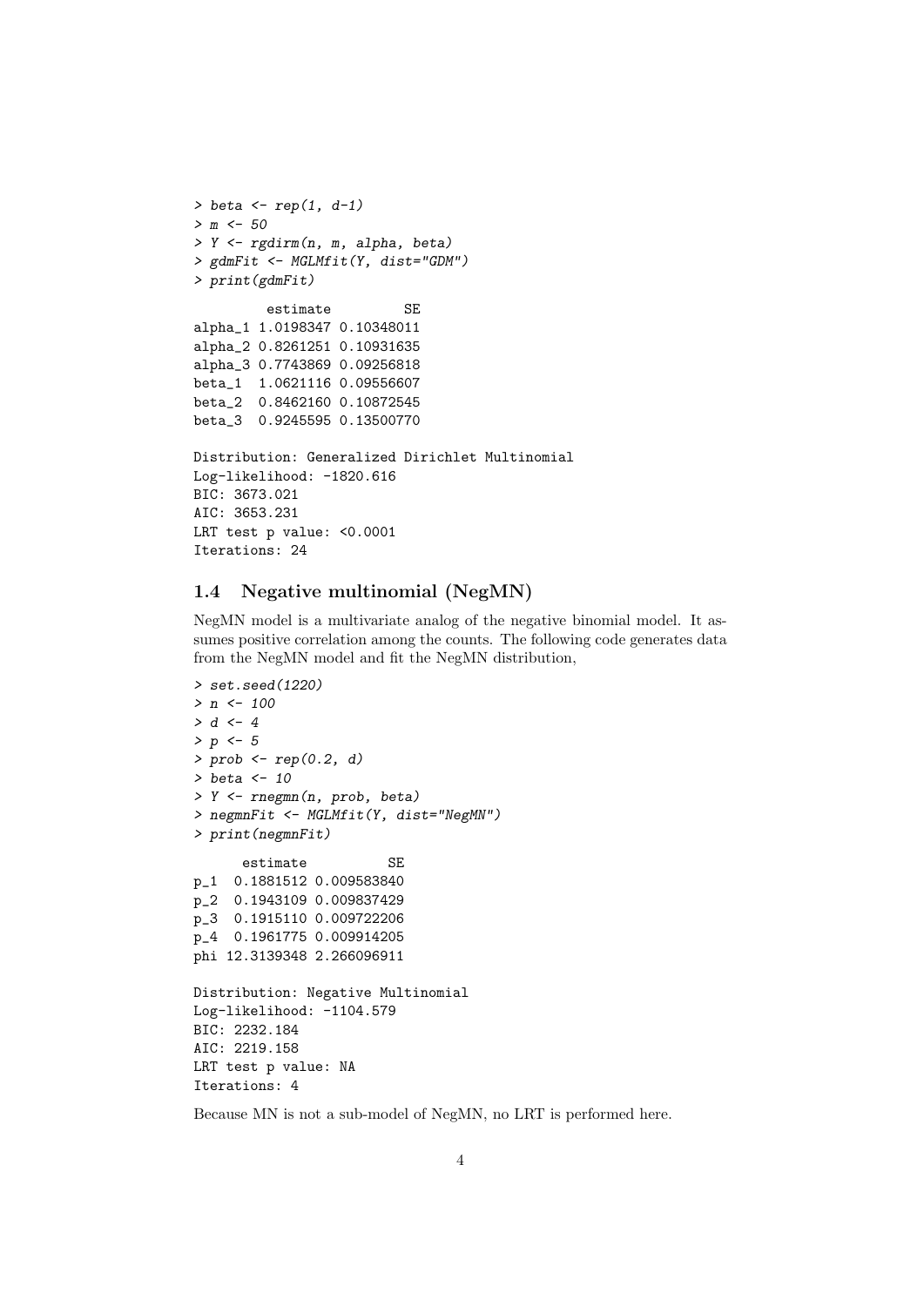```
> beta <- rep(1, d-1)
> m <- 50
> Y <- rgdirm(n, m, alpha, beta)
> gdmFit <- MGLMfit(Y, dist="GDM")
> print(gdmFit)
```

```
         estimate         SE
alpha_1 1.0198347 0.10348011
alpha_2 0.8261251 0.10931635
alpha_3 0.7743869 0.09256818
beta_1  1.0621116 0.09556607
beta_2  0.8462160 0.10872545
beta_3  0.9245595 0.13500770

Distribution: Generalized Dirichlet Multinomial
Log-likelihood: -1820.616
BIC: 3673.021
AIC: 3653.231
LRT test p value: <0.0001
Iterations: 24
```

### 1.4 Negative multinomial (NegMN)

NegMN model is a multivariate analog of the negative binomial model. It assumes positive correlation among the counts. The following code generates data from the NegMN model and fit the NegMN distribution,

```
> set.seed(1220)
> n <- 100
> d <- 4
> p <- 5
> prob <- rep(0.2, d)
> beta <- 10
> Y <- rnegmn(n, prob, beta)
> negmnFit <- MGLMfit(Y, dist="NegMN")
> print(negmnFit)
```

```
      estimate          SE
p_1  0.1881512 0.009583840
p_2  0.1943109 0.009837429
p_3  0.1915110 0.009722206
p_4  0.1961775 0.009914205
phi 12.3139348 2.266096911

Distribution: Negative Multinomial
Log-likelihood: -1104.579
BIC: 2232.184
AIC: 2219.158
LRT test p value: NA
Iterations: 4
```

Because MN is not a sub-model of NegMN, no LRT is performed here.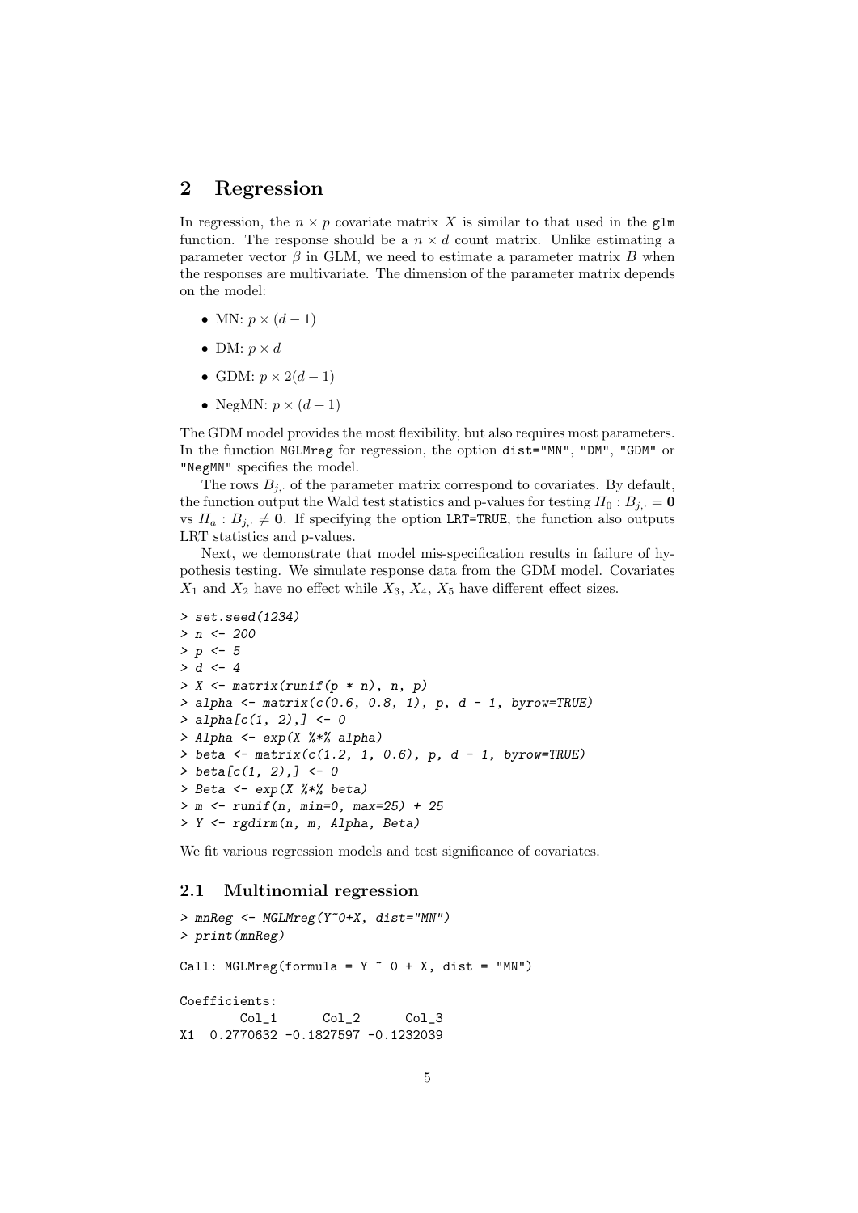## 2 Regression

In regression, the $n \times p$ covariate matrix $X$ is similar to that used in the `glm` function. The response should be a $n \times d$ count matrix. Unlike estimating a parameter vector $\beta$ in GLM, we need to estimate a parameter matrix $B$ when the responses are multivariate. The dimension of the parameter matrix depends on the model:

- MN: $p \times (d-1)$
- DM: $p \times d$
- GDM: $p \times 2(d-1)$
- NegMN: $p \times (d+1)$

The GDM model provides the most flexibility, but also requires most parameters. In the function `MGLMreg` for regression, the option `dist="MN"`, `"DM"`, `"GDM"` or `"NegMN"` specifies the model.

The rows $B_{j,\cdot}$ of the parameter matrix correspond to covariates. By default, the function output the Wald test statistics and p-values for testing $H_0 : B_{j,\cdot} = \mathbf{0}$ vs $H_a : B_{j,\cdot} \neq \mathbf{0}$. If specifying the option `LRT=TRUE`, the function also outputs LRT statistics and p-values.

Next, we demonstrate that model mis-specification results in failure of hypothesis testing. We simulate response data from the GDM model. Covariates $X_1$ and $X_2$ have no effect while $X_3$, $X_4$, $X_5$ have different effect sizes.

```
> set.seed(1234)
> n <- 200
> p <- 5
> d <- 4
> X <- matrix(runif(p * n), n, p)
> alpha <- matrix(c(0.6, 0.8, 1), p, d - 1, byrow=TRUE)
> alpha[c(1, 2),] <- 0
> Alpha <- exp(X %*% alpha)
> beta <- matrix(c(1.2, 1, 0.6), p, d - 1, byrow=TRUE)
> beta[c(1, 2),] <- 0
> Beta <- exp(X %*% beta)
> m <- runif(n, min=0, max=25) + 25
> Y <- rgdirm(n, m, Alpha, Beta)
```

We fit various regression models and test significance of covariates.

### 2.1 Multinomial regression

```
> mnReg <- MGLMreg(Y~0+X, dist="MN")
> print(mnReg)

Call: MGLMreg(formula = Y ~ 0 + X, dist = "MN")

Coefficients:
        Col_1      Col_2      Col_3
X1  0.2770632 -0.1827597 -0.1232039
```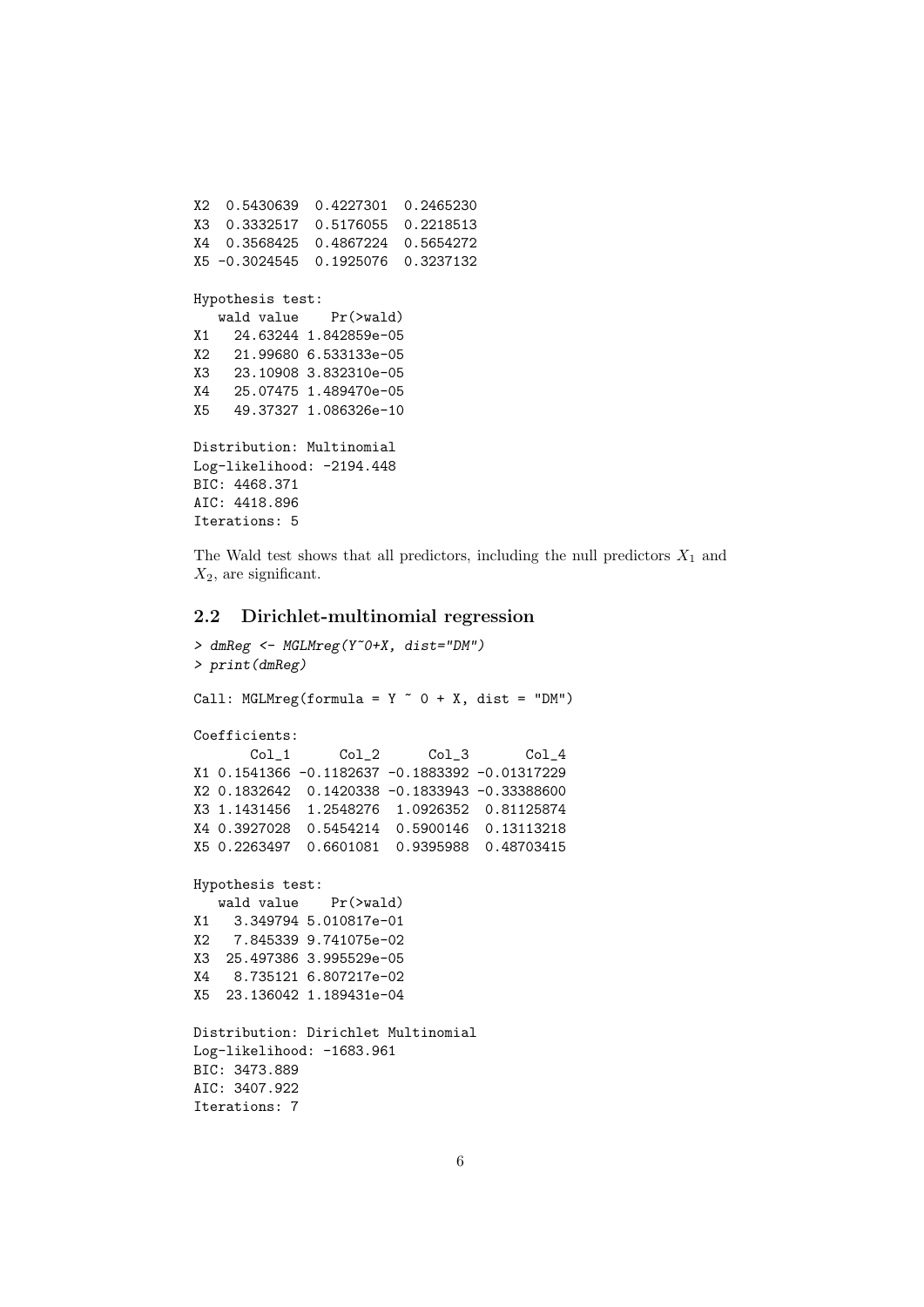```
X2  0.5430639  0.4227301  0.2465230
X3  0.3332517  0.5176055  0.2218513
X4  0.3568425  0.4867224  0.5654272
X5 -0.3024545  0.1925076  0.3237132

Hypothesis test:
   wald value    Pr(>wald)
X1   24.63244 1.842859e-05
X2   21.99680 6.533133e-05
X3   23.10908 3.832310e-05
X4   25.07475 1.489470e-05
X5   49.37327 1.086326e-10

Distribution: Multinomial
Log-likelihood: -2194.448
BIC: 4468.371
AIC: 4418.896
Iterations: 5
```

The Wald test shows that all predictors, including the null predictors $X_1$ and $X_2$, are significant.

## 2.2 Dirichlet-multinomial regression

```
> dmReg <- MGLMreg(Y~0+X, dist="DM")
> print(dmReg)

Call: MGLMreg(formula = Y ~ 0 + X, dist = "DM")

Coefficients:
       Col_1      Col_2      Col_3       Col_4
X1 0.1541366 -0.1182637 -0.1883392 -0.01317229
X2 0.1832642  0.1420338 -0.1833943 -0.33388600
X3 1.1431456  1.2548276  1.0926352  0.81125874
X4 0.3927028  0.5454214  0.5900146  0.13113218
X5 0.2263497  0.6601081  0.9395988  0.48703415

Hypothesis test:
   wald value    Pr(>wald)
X1   3.349794 5.010817e-01
X2   7.845339 9.741075e-02
X3  25.497386 3.995529e-05
X4   8.735121 6.807217e-02
X5  23.136042 1.189431e-04

Distribution: Dirichlet Multinomial
Log-likelihood: -1683.961
BIC: 3473.889
AIC: 3407.922
Iterations: 7
```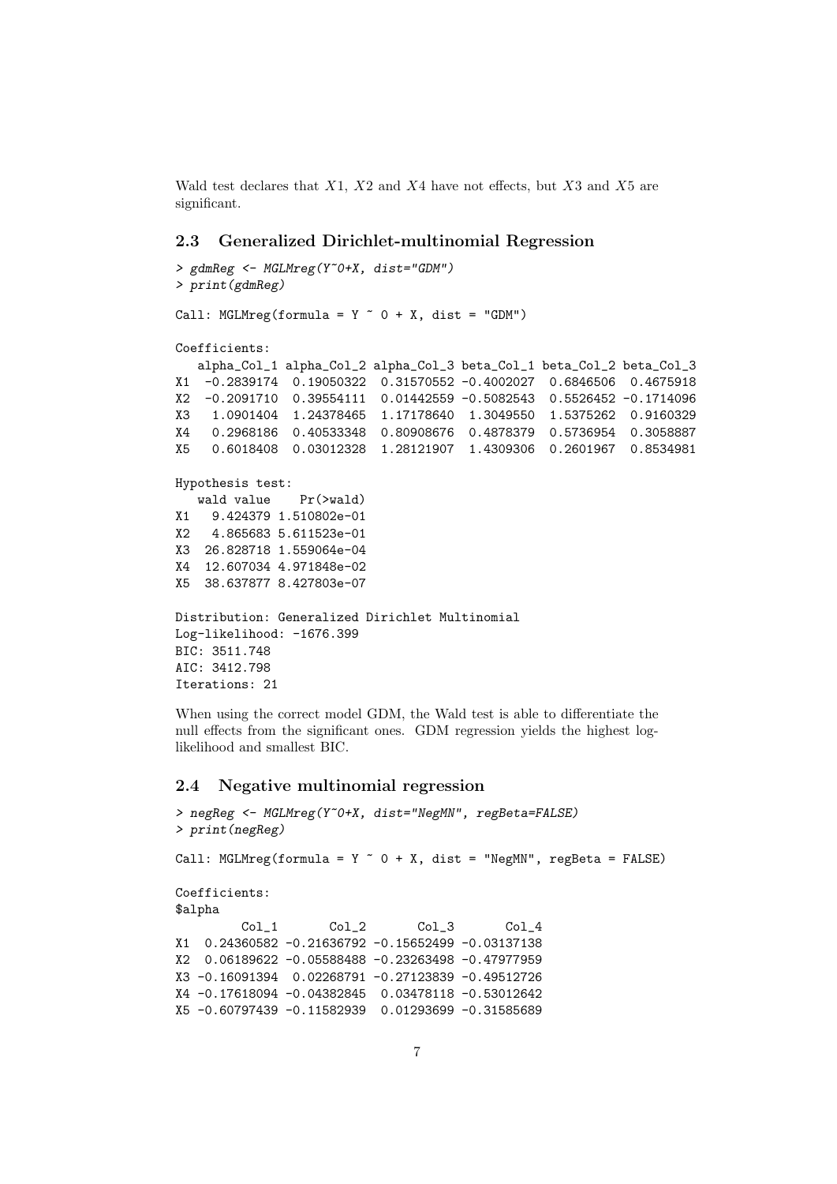Wald test declares that $X1$, $X2$ and $X4$ have not effects, but $X3$ and $X5$ are significant.

### 2.3 Generalized Dirichlet-multinomial Regression

```
> gdmReg <- MGLMreg(Y~0+X, dist="GDM")
> print(gdmReg)

Call: MGLMreg(formula = Y ~ 0 + X, dist = "GDM")

Coefficients:
   alpha_Col_1 alpha_Col_2 alpha_Col_3 beta_Col_1 beta_Col_2 beta_Col_3
X1  -0.2839174  0.19050322  0.31570552 -0.4002027  0.6846506  0.4675918
X2  -0.2091710  0.39554111  0.01442559 -0.5082543  0.5526452 -0.1714096
X3   1.0901404  1.24378465  1.17178640  1.3049550  1.5375262  0.9160329
X4   0.2968186  0.40533348  0.80908676  0.4878379  0.5736954  0.3058887
X5   0.6018408  0.03012328  1.28121907  1.4309306  0.2601967  0.8534981

Hypothesis test:
   wald value    Pr(>wald)
X1   9.424379 1.510802e-01
X2   4.865683 5.611523e-01
X3  26.828718 1.559064e-04
X4  12.607034 4.971848e-02
X5  38.637877 8.427803e-07

Distribution: Generalized Dirichlet Multinomial
Log-likelihood: -1676.399
BIC: 3511.748
AIC: 3412.798
Iterations: 21
```

When using the correct model GDM, the Wald test is able to differentiate the null effects from the significant ones. GDM regression yields the highest log-likelihood and smallest BIC.

### 2.4 Negative multinomial regression

```
> negReg <- MGLMreg(Y~0+X, dist="NegMN", regBeta=FALSE)
> print(negReg)

Call: MGLMreg(formula = Y ~ 0 + X, dist = "NegMN", regBeta = FALSE)

Coefficients:
$alpha
         Col_1       Col_2       Col_3       Col_4
X1  0.24360582 -0.21636792 -0.15652499 -0.03137138
X2  0.06189622 -0.05588488 -0.23263498 -0.47977959
X3 -0.16091394  0.02268791 -0.27123839 -0.49512726
X4 -0.17618094 -0.04382845  0.03478118 -0.53012642
X5 -0.60797439 -0.11582939  0.01293699 -0.31585689
```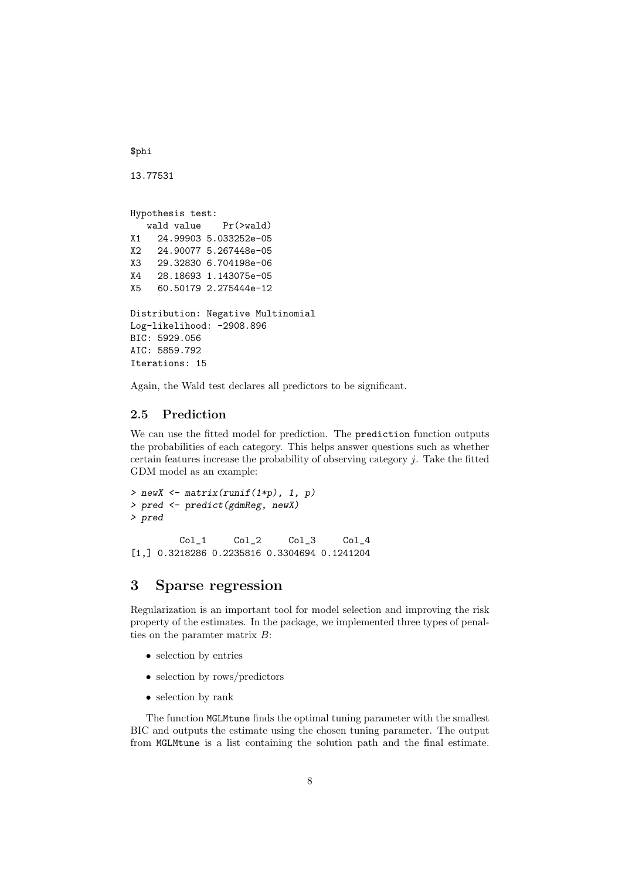```
$phi

13.77531


Hypothesis test:
   wald value    Pr(>wald)
X1   24.99903 5.033252e-05
X2   24.90077 5.267448e-05
X3   29.32830 6.704198e-06
X4   28.18693 1.143075e-05
X5   60.50179 2.275444e-12

Distribution: Negative Multinomial
Log-likelihood: -2908.896
BIC: 5929.056
AIC: 5859.792
Iterations: 15
```

Again, the Wald test declares all predictors to be significant.

### 2.5 Prediction

We can use the fitted model for prediction. The `prediction` function outputs the probabilities of each category. This helps answer questions such as whether certain features increase the probability of observing category $j$. Take the fitted GDM model as an example:

```
> newX <- matrix(runif(1*p), 1, p)
> pred <- predict(gdmReg, newX)
> pred

         Col_1     Col_2     Col_3     Col_4
[1,] 0.3218286 0.2235816 0.3304694 0.1241204
```

## 3 Sparse regression

Regularization is an important tool for model selection and improving the risk property of the estimates. In the package, we implemented three types of penalties on the paramter matrix $B$:

- selection by entries
- selection by rows/predictors
- selection by rank

The function `MGLMtune` finds the optimal tuning parameter with the smallest BIC and outputs the estimate using the chosen tuning parameter. The output from `MGLMtune` is a list containing the solution path and the final estimate.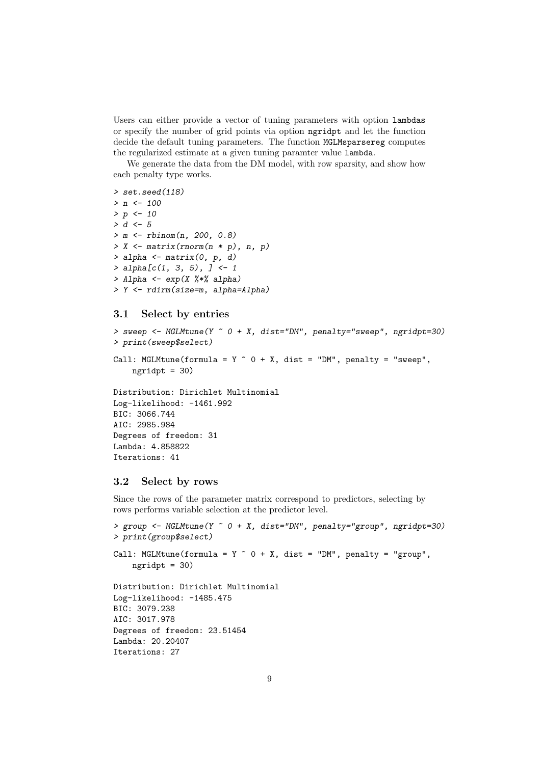Users can either provide a vector of tuning parameters with option `lambdas` or specify the number of grid points via option `ngridpt` and let the function decide the default tuning parameters. The function `MGLMsparsereg` computes the regularized estimate at a given tuning paramter value `lambda`.

We generate the data from the DM model, with row sparsity, and show how each penalty type works.

```
> set.seed(118)
> n <- 100
> p <- 10
> d <- 5
> m <- rbinom(n, 200, 0.8)
> X <- matrix(rnorm(n * p), n, p)
> alpha <- matrix(0, p, d)
> alpha[c(1, 3, 5), ] <- 1
> Alpha <- exp(X %*% alpha)
> Y <- rdirm(size=m, alpha=Alpha)
```

### 3.1 Select by entries

```
> sweep <- MGLMtune(Y ~ 0 + X, dist="DM", penalty="sweep", ngridpt=30)
> print(sweep$select)

Call: MGLMtune(formula = Y ~ 0 + X, dist = "DM", penalty = "sweep",
    ngridpt = 30)

Distribution: Dirichlet Multinomial
Log-likelihood: -1461.992
BIC: 3066.744
AIC: 2985.984
Degrees of freedom: 31
Lambda: 4.858822
Iterations: 41
```

### 3.2 Select by rows

Since the rows of the parameter matrix correspond to predictors, selecting by rows performs variable selection at the predictor level.

```
> group <- MGLMtune(Y ~ 0 + X, dist="DM", penalty="group", ngridpt=30)
> print(group$select)

Call: MGLMtune(formula = Y ~ 0 + X, dist = "DM", penalty = "group",
    ngridpt = 30)

Distribution: Dirichlet Multinomial
Log-likelihood: -1485.475
BIC: 3079.238
AIC: 3017.978
Degrees of freedom: 23.51454
Lambda: 20.20407
Iterations: 27
```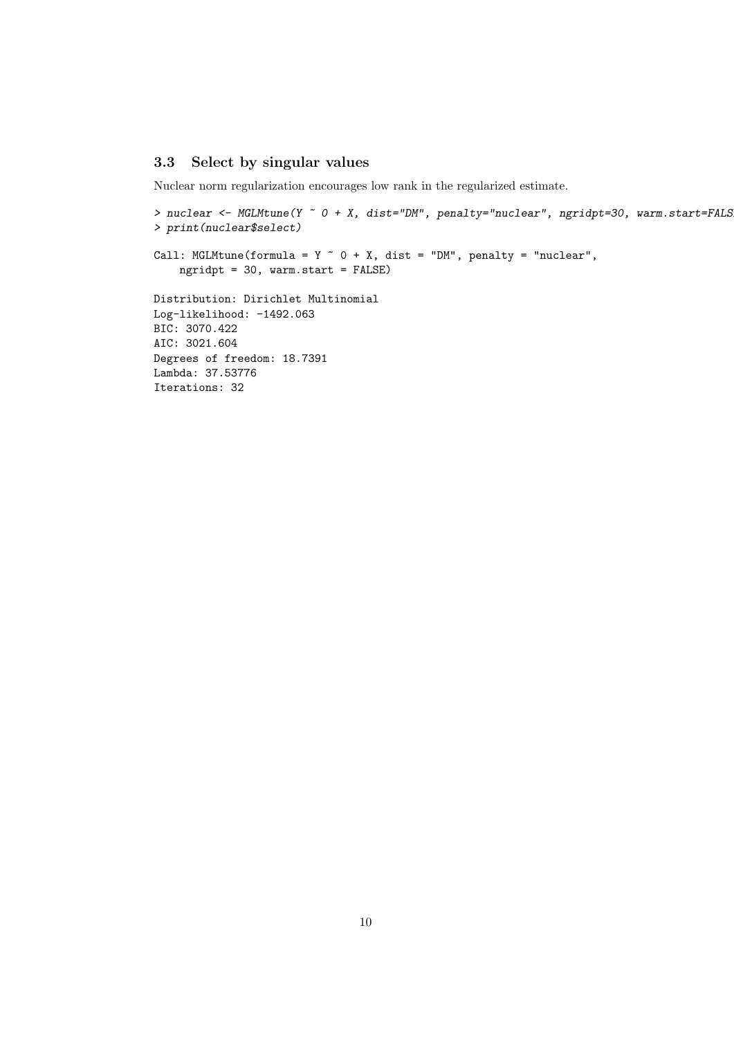### 3.3 Select by singular values

Nuclear norm regularization encourages low rank in the regularized estimate.

```
> nuclear <- MGLMtune(Y ~ 0 + X, dist="DM", penalty="nuclear", ngridpt=30, warm.start=FALS
> print(nuclear$select)

Call: MGLMtune(formula = Y ~ 0 + X, dist = "DM", penalty = "nuclear",
    ngridpt = 30, warm.start = FALSE)

Distribution: Dirichlet Multinomial
Log-likelihood: -1492.063
BIC: 3070.422
AIC: 3021.604
Degrees of freedom: 18.7391
Lambda: 37.53776
Iterations: 32
```